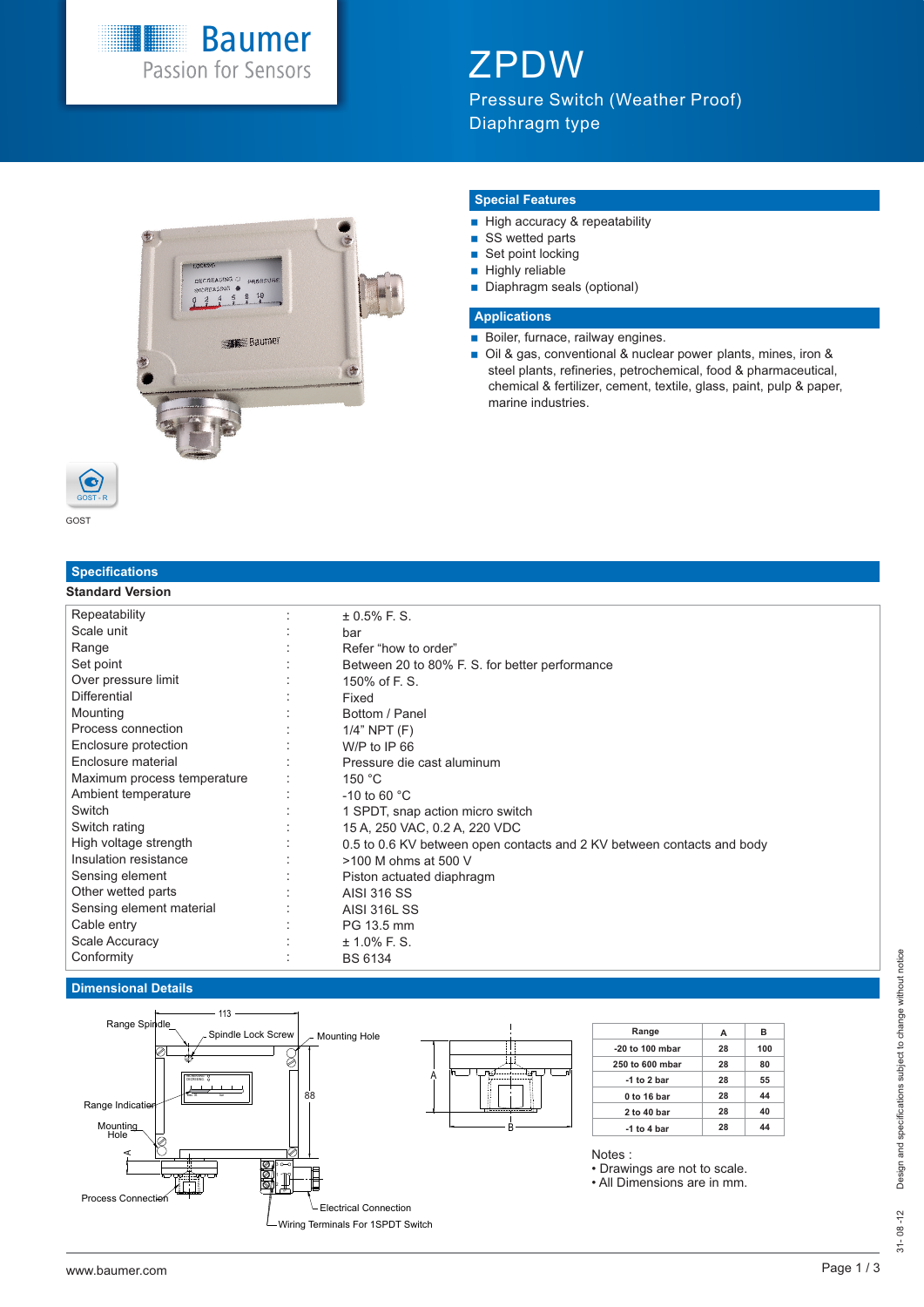Baumer
Passion for Sensors

# ZPDW

Pressure Switch (Weather Proof)
Diaphragm type

## Special Features

- High accuracy & repeatability
- SS wetted parts
- Set point locking
- Highly reliable
- Diaphragm seals (optional)

## Applications

- Boiler, furnace, railway engines.
- Oil & gas, conventional & nuclear power plants, mines, iron & steel plants, refineries, petrochemical, food & pharmaceutical, chemical & fertilizer, cement, textile, glass, paint, pulp & paper, marine industries.

GOST

## Specifications

### Standard Version

| | | |
|---|---|---|
| Repeatability | : | ± 0.5% F. S. |
| Scale unit | : | bar |
| Range | : | Refer "how to order" |
| Set point | : | Between 20 to 80% F. S. for better performance |
| Over pressure limit | : | 150% of F. S. |
| Differential | : | Fixed |
| Mounting | : | Bottom / Panel |
| Process connection | : | 1/4" NPT (F) |
| Enclosure protection | : | W/P to IP 66 |
| Enclosure material | : | Pressure die cast aluminum |
| Maximum process temperature | : | 150 °C |
| Ambient temperature | : | -10 to 60 °C |
| Switch | : | 1 SPDT, snap action micro switch |
| Switch rating | : | 15 A, 250 VAC, 0.2 A, 220 VDC |
| High voltage strength | : | 0.5 to 0.6 KV between open contacts and 2 KV between contacts and body |
| Insulation resistance | : | >100 M ohms at 500 V |
| Sensing element | : | Piston actuated diaphragm |
| Other wetted parts | : | AISI 316 SS |
| Sensing element material | : | AISI 316L SS |
| Cable entry | : | PG 13.5 mm |
| Scale Accuracy | : | ± 1.0% F. S. |
| Conformity | : | BS 6134 |

## Dimensional Details

Range Spindle, Spindle Lock Screw, Mounting Hole, Range Indication, Mounting Hole, Process Connection, Electrical Connection, Wiring Terminals For 1SPDT Switch, 113, 88, A, B

| Range | A | B |
|---|---|---|
| -20 to 100 mbar | 28 | 100 |
| 250 to 600 mbar | 28 | 80 |
| -1 to 2 bar | 28 | 55 |
| 0 to 16 bar | 28 | 44 |
| 2 to 40 bar | 28 | 40 |
| -1 to 4 bar | 28 | 44 |

Notes :
- Drawings are not to scale.
- All Dimensions are in mm.

Design and specifications subject to change without notice
31- 08 -12

www.baumer.com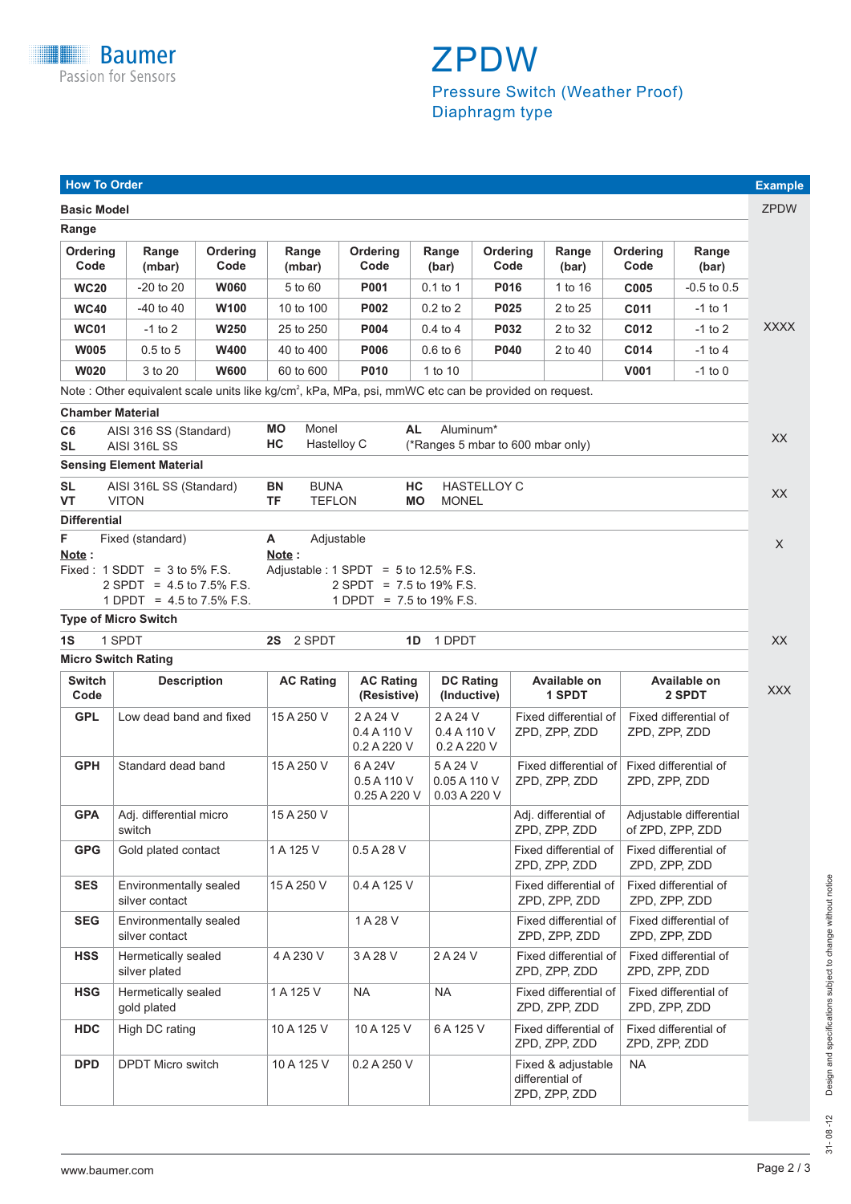# ZPDW

Pressure Switch (Weather Proof)
Diaphragm type

## How To Order

| | Example |
|---|---|
| **Basic Model** | ZPDW |

**Range**

| Ordering Code | Range (mbar) | Ordering Code | Range (mbar) | Ordering Code | Range (bar) | Ordering Code | Range (bar) | Ordering Code | Range (bar) |
|---|---|---|---|---|---|---|---|---|---|
| **WC20** | -20 to 20 | **W060** | 5 to 60 | **P001** | 0.1 to 1 | **P016** | 1 to 16 | **C005** | -0.5 to 0.5 |
| **WC40** | -40 to 40 | **W100** | 10 to 100 | **P002** | 0.2 to 2 | **P025** | 2 to 25 | **C011** | -1 to 1 |
| **WC01** | -1 to 2 | **W250** | 25 to 250 | **P004** | 0.4 to 4 | **P032** | 2 to 32 | **C012** | -1 to 2 |
| **W005** | 0.5 to 5 | **W400** | 40 to 400 | **P006** | 0.6 to 6 | **P040** | 2 to 40 | **C014** | -1 to 4 |
| **W020** | 3 to 20 | **W600** | 60 to 600 | **P010** | 1 to 10 | | | **V001** | -1 to 0 |

Example: XXXX

Note : Other equivalent scale units like kg/cm², kPa, MPa, psi, mmWC etc can be provided on request.

**Chamber Material** — Example: XX

- **C6** AISI 316 SS (Standard)
- **SL** AISI 316L SS
- **MO** Monel
- **HC** Hastelloy C
- **AL** Aluminum*

(*Ranges 5 mbar to 600 mbar only)

**Sensing Element Material** — Example: XX

- **SL** AISI 316L SS (Standard)
- **VT** VITON
- **BN** BUNA
- **TF** TEFLON
- **HC** HASTELLOY C
- **MO** MONEL

**Differential** — Example: X

- **F** Fixed (standard)
- **A** Adjustable

**Note :**
Fixed : 1 SDDT = 3 to 5% F.S.
2 SPDT = 4.5 to 7.5% F.S.
1 DPDT = 4.5 to 7.5% F.S.

**Note :**
Adjustable : 1 SPDT = 5 to 12.5% F.S.
2 SPDT = 7.5 to 19% F.S.
1 DPDT = 7.5 to 19% F.S.

**Type of Micro Switch** — Example: XX

- **1S** 1 SPDT
- **2S** 2 SPDT
- **1D** 1 DPDT

**Micro Switch Rating** — Example: XXX

| Switch Code | Description | AC Rating | AC Rating (Resistive) | DC Rating (Inductive) | Available on 1 SPDT | Available on 2 SPDT |
|---|---|---|---|---|---|---|
| **GPL** | Low dead band and fixed | 15 A 250 V | 2 A 24 V<br>0.4 A 110 V<br>0.2 A 220 V | 2 A 24 V<br>0.4 A 110 V<br>0.2 A 220 V | Fixed differential of ZPD, ZPP, ZDD | Fixed differential of ZPD, ZPP, ZDD |
| **GPH** | Standard dead band | 15 A 250 V | 6 A 24V<br>0.5 A 110 V<br>0.25 A 220 V | 5 A 24 V<br>0.05 A 110 V<br>0.03 A 220 V | Fixed differential of ZPD, ZPP, ZDD | Fixed differential of ZPD, ZPP, ZDD |
| **GPA** | Adj. differential micro switch | 15 A 250 V | | | Adj. differential of ZPD, ZPP, ZDD | Adjustable differential of ZPD, ZPP, ZDD |
| **GPG** | Gold plated contact | 1 A 125 V | 0.5 A 28 V | | Fixed differential of ZPD, ZPP, ZDD | Fixed differential of ZPD, ZPP, ZDD |
| **SES** | Environmentally sealed silver contact | 15 A 250 V | 0.4 A 125 V | | Fixed differential of ZPD, ZPP, ZDD | Fixed differential of ZPD, ZPP, ZDD |
| **SEG** | Environmentally sealed silver contact | | 1 A 28 V | | Fixed differential of ZPD, ZPP, ZDD | Fixed differential of ZPD, ZPP, ZDD |
| **HSS** | Hermetically sealed silver plated | 4 A 230 V | 3 A 28 V | 2 A 24 V | Fixed differential of ZPD, ZPP, ZDD | Fixed differential of ZPD, ZPP, ZDD |
| **HSG** | Hermetically sealed gold plated | 1 A 125 V | NA | NA | Fixed differential of ZPD, ZPP, ZDD | Fixed differential of ZPD, ZPP, ZDD |
| **HDC** | High DC rating | 10 A 125 V | 10 A 125 V | 6 A 125 V | Fixed differential of ZPD, ZPP, ZDD | Fixed differential of ZPD, ZPP, ZDD |
| **DPD** | DPDT Micro switch | 10 A 125 V | 0.2 A 250 V | | Fixed & adjustable differential of ZPD, ZPP, ZDD | NA |

Design and specifications subject to change without notice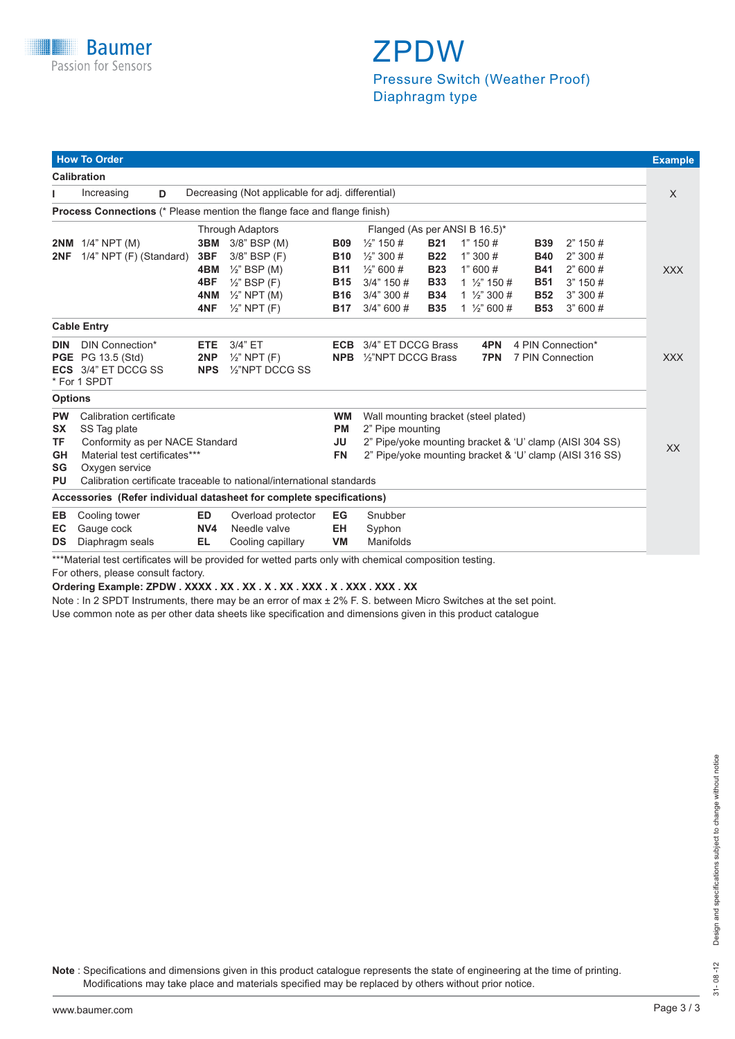# ZPDW

Pressure Switch (Weather Proof)
Diaphragm type

## How To Order

| How To Order | Example |
|---|---|
| **Calibration** | |
| **I** Increasing **D** Decreasing (Not applicable for adj. differential) | X |
| **Process Connections** (* Please mention the flange face and flange finish) | |
| **2NM** 1/4" NPT (M); **2NF** 1/4" NPT (F) (Standard); Through Adaptors: **3BM** 3/8" BSP (M); **3BF** 3/8" BSP (F); **4BM** ½" BSP (M); **4BF** ½" BSP (F); **4NM** ½" NPT (M); **4NF** ½" NPT (F); Flanged (As per ANSI B 16.5)*: **B09** ½" 150 #; **B10** ½" 300 #; **B11** ½" 600 #; **B15** 3/4" 150 #; **B16** 3/4" 300 #; **B17** 3/4" 600 #; **B21** 1" 150 #; **B22** 1" 300 #; **B23** 1" 600 #; **B33** 1 ½" 150 #; **B34** 1 ½" 300 #; **B35** 1 ½" 600 #; **B39** 2" 150 #; **B40** 2" 300 #; **B41** 2" 600 #; **B51** 3" 150 #; **B52** 3" 300 #; **B53** 3" 600 # | XXX |
| **Cable Entry** | |
| **DIN** DIN Connection*; **PGE** PG 13.5 (Std); **ECS** 3/4" ET DCCG SS; **ETE** 3/4" ET; **2NP** ½" NPT (F); **NPS** ½"NPT DCCG SS; **ECB** 3/4" ET DCCG Brass; **NPB** ½"NPT DCCG Brass; **4PN** 4 PIN Connection*; **7PN** 7 PIN Connection; * For 1 SPDT | XXX |
| **Options** | |
| **PW** Calibration certificate; **SX** SS Tag plate; **TF** Conformity as per NACE Standard; **GH** Material test certificates***; **SG** Oxygen service; **PU** Calibration certificate traceable to national/international standards; **WM** Wall mounting bracket (steel plated); **PM** 2" Pipe mounting; **JU** 2" Pipe/yoke mounting bracket & 'U' clamp (AISI 304 SS); **FN** 2" Pipe/yoke mounting bracket & 'U' clamp (AISI 316 SS) | XX |
| **Accessories (Refer individual datasheet for complete specifications)** | |
| **EB** Cooling tower; **EC** Gauge cock; **DS** Diaphragm seals; **ED** Overload protector; **NV4** Needle valve; **EL** Cooling capillary; **EG** Snubber; **EH** Syphon; **VM** Manifolds | |

***Material test certificates will be provided for wetted parts only with chemical composition testing.
For others, please consult factory.

**Ordering Example: ZPDW . XXXX . XX . XX . X . XX . XXX . X . XXX . XXX . XX**

Note : In 2 SPDT Instruments, there may be an error of max ± 2% F. S. between Micro Switches at the set point.
Use common note as per other data sheets like specification and dimensions given in this product catalogue

**Note** : Specifications and dimensions given in this product catalogue represents the state of engineering at the time of printing. Modifications may take place and materials specified may be replaced by others without prior notice.

31- 08 -12 Design and specifications subject to change without notice